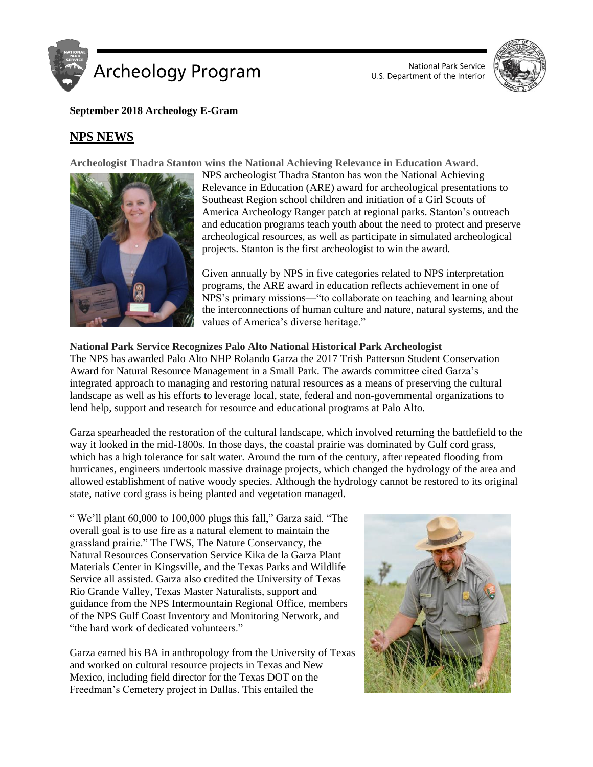**September 2018 Archeology E-Gram**

## NPS NEWS

**Archeologist Thadra Stanton wins the National Achieving Relevance in Education Award.**

NPS archeologist Thadra Stanton has won the National Achieving Relevance in Education (ARE) award for archeological presentations to Southeast Region school children and initiation of a Girl Scouts of America Archeology Ranger patch at regional parks. Stanton's outreach and education programs teach youth about the need to protect and preserve archeological resources, as well as participate in simulated archeological projects. Stanton is the first archeologist to win the award.

Given annually by NPS in five categories related to NPS interpretation programs, the ARE award in education reflects achievement in one of NPS's primary missions—"to collaborate on teaching and learning about the interconnections of human culture and nature, natural systems, and the values of America's diverse heritage."

**National Park Service Recognizes Palo Alto National Historical Park Archeologist**

The NPS has awarded Palo Alto NHP Rolando Garza the 2017 Trish Patterson Student Conservation Award for Natural Resource Management in a Small Park. The awards committee cited Garza's integrated approach to managing and restoring natural resources as a means of preserving the cultural landscape as well as his efforts to leverage local, state, federal and non-governmental organizations to lend help, support and research for resource and educational programs at Palo Alto.

Garza spearheaded the restoration of the cultural landscape, which involved returning the battlefield to the way it looked in the mid-1800s. In those days, the coastal prairie was dominated by Gulf cord grass, which has a high tolerance for salt water. Around the turn of the century, after repeated flooding from hurricanes, engineers undertook massive drainage projects, which changed the hydrology of the area and allowed establishment of native woody species. Although the hydrology cannot be restored to its original state, native cord grass is being planted and vegetation managed.

" We'll plant 60,000 to 100,000 plugs this fall," Garza said. "The overall goal is to use fire as a natural element to maintain the grassland prairie." The FWS, The Nature Conservancy, the Natural Resources Conservation Service Kika de la Garza Plant Materials Center in Kingsville, and the Texas Parks and Wildlife Service all assisted. Garza also credited the University of Texas Rio Grande Valley, Texas Master Naturalists, support and guidance from the NPS Intermountain Regional Office, members of the NPS Gulf Coast Inventory and Monitoring Network, and "the hard work of dedicated volunteers."

Garza earned his BA in anthropology from the University of Texas and worked on cultural resource projects in Texas and New Mexico, including field director for the Texas DOT on the Freedman's Cemetery project in Dallas. This entailed the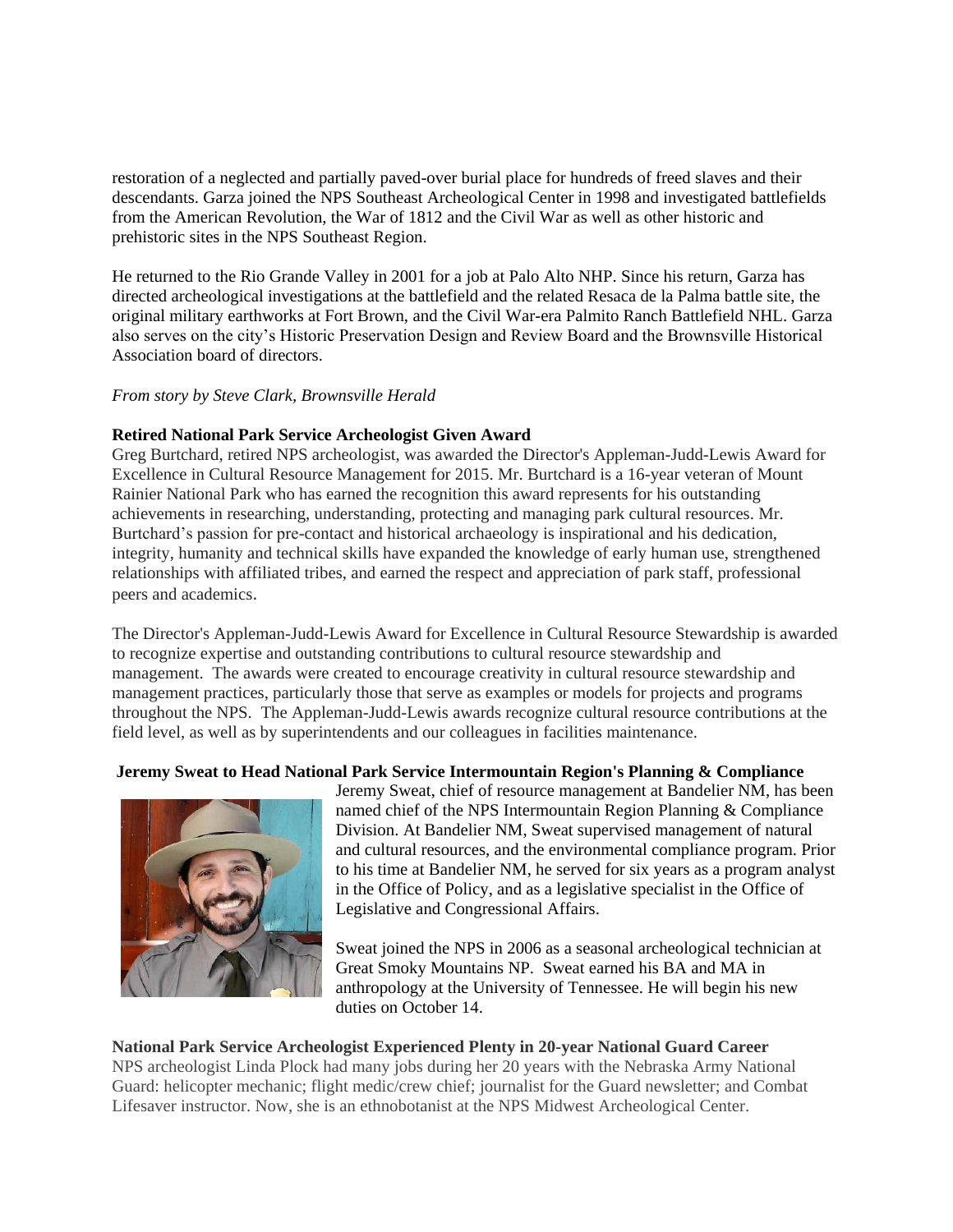restoration of a neglected and partially paved-over burial place for hundreds of freed slaves and their descendants. Garza joined the NPS Southeast Archeological Center in 1998 and investigated battlefields from the American Revolution, the War of 1812 and the Civil War as well as other historic and prehistoric sites in the NPS Southeast Region.

He returned to the Rio Grande Valley in 2001 for a job at Palo Alto NHP. Since his return, Garza has directed archeological investigations at the battlefield and the related Resaca de la Palma battle site, the original military earthworks at Fort Brown, and the Civil War-era Palmito Ranch Battlefield NHL. Garza also serves on the city's Historic Preservation Design and Review Board and the Brownsville Historical Association board of directors.

*From story by Steve Clark, Brownsville Herald*

**Retired National Park Service Archeologist Given Award**

Greg Burtchard, retired NPS archeologist, was awarded the Director's Appleman-Judd-Lewis Award for Excellence in Cultural Resource Management for 2015. Mr. Burtchard is a 16-year veteran of Mount Rainier National Park who has earned the recognition this award represents for his outstanding achievements in researching, understanding, protecting and managing park cultural resources. Mr. Burtchard's passion for pre-contact and historical archaeology is inspirational and his dedication, integrity, humanity and technical skills have expanded the knowledge of early human use, strengthened relationships with affiliated tribes, and earned the respect and appreciation of park staff, professional peers and academics.

The Director's Appleman-Judd-Lewis Award for Excellence in Cultural Resource Stewardship is awarded to recognize expertise and outstanding contributions to cultural resource stewardship and management. The awards were created to encourage creativity in cultural resource stewardship and management practices, particularly those that serve as examples or models for projects and programs throughout the NPS. The Appleman-Judd-Lewis awards recognize cultural resource contributions at the field level, as well as by superintendents and our colleagues in facilities maintenance.

**Jeremy Sweat to Head National Park Service Intermountain Region's Planning & Compliance**

Jeremy Sweat, chief of resource management at Bandelier NM, has been named chief of the NPS Intermountain Region Planning & Compliance Division. At Bandelier NM, Sweat supervised management of natural and cultural resources, and the environmental compliance program. Prior to his time at Bandelier NM, he served for six years as a program analyst in the Office of Policy, and as a legislative specialist in the Office of Legislative and Congressional Affairs.

Sweat joined the NPS in 2006 as a seasonal archeological technician at Great Smoky Mountains NP. Sweat earned his BA and MA in anthropology at the University of Tennessee. He will begin his new duties on October 14.

**National Park Service Archeologist Experienced Plenty in 20-year National Guard Career**

NPS archeologist Linda Plock had many jobs during her 20 years with the Nebraska Army National Guard: helicopter mechanic; flight medic/crew chief; journalist for the Guard newsletter; and Combat Lifesaver instructor. Now, she is an ethnobotanist at the NPS Midwest Archeological Center.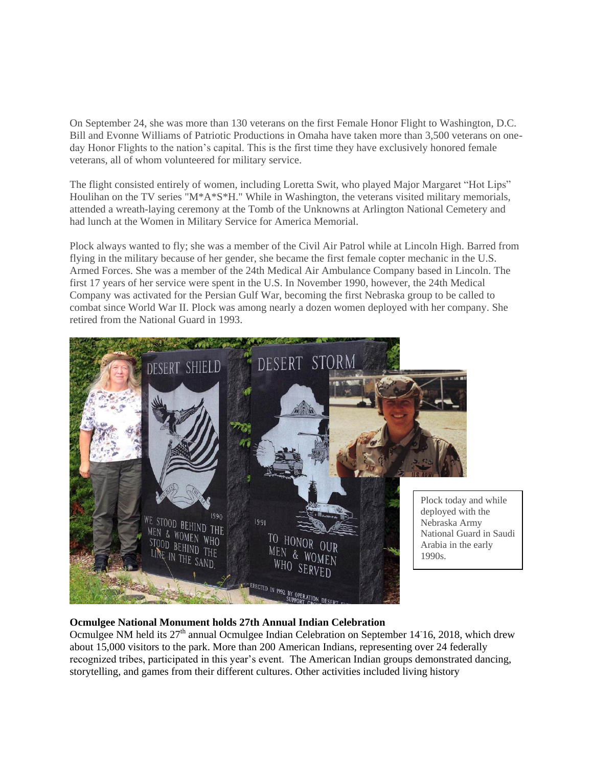On September 24, she was more than 130 veterans on the first Female Honor Flight to Washington, D.C. Bill and Evonne Williams of Patriotic Productions in Omaha have taken more than 3,500 veterans on one-day Honor Flights to the nation's capital. This is the first time they have exclusively honored female veterans, all of whom volunteered for military service.

The flight consisted entirely of women, including Loretta Swit, who played Major Margaret "Hot Lips" Houlihan on the TV series "M*A*S*H." While in Washington, the veterans visited military memorials, attended a wreath-laying ceremony at the Tomb of the Unknowns at Arlington National Cemetery and had lunch at the Women in Military Service for America Memorial.

Plock always wanted to fly; she was a member of the Civil Air Patrol while at Lincoln High. Barred from flying in the military because of her gender, she became the first female copter mechanic in the U.S. Armed Forces. She was a member of the 24th Medical Air Ambulance Company based in Lincoln. The first 17 years of her service were spent in the U.S. In November 1990, however, the 24th Medical Company was activated for the Persian Gulf War, becoming the first Nebraska group to be called to combat since World War II. Plock was among nearly a dozen women deployed with her company. She retired from the National Guard in 1993.

Plock today and while deployed with the Nebraska Army National Guard in Saudi Arabia in the early 1990s.

**Ocmulgee National Monument holds 27th Annual Indian Celebration**

Ocmulgee NM held its 27th annual Ocmulgee Indian Celebration on September 14-16, 2018, which drew about 15,000 visitors to the park. More than 200 American Indians, representing over 24 federally recognized tribes, participated in this year's event. The American Indian groups demonstrated dancing, storytelling, and games from their different cultures. Other activities included living history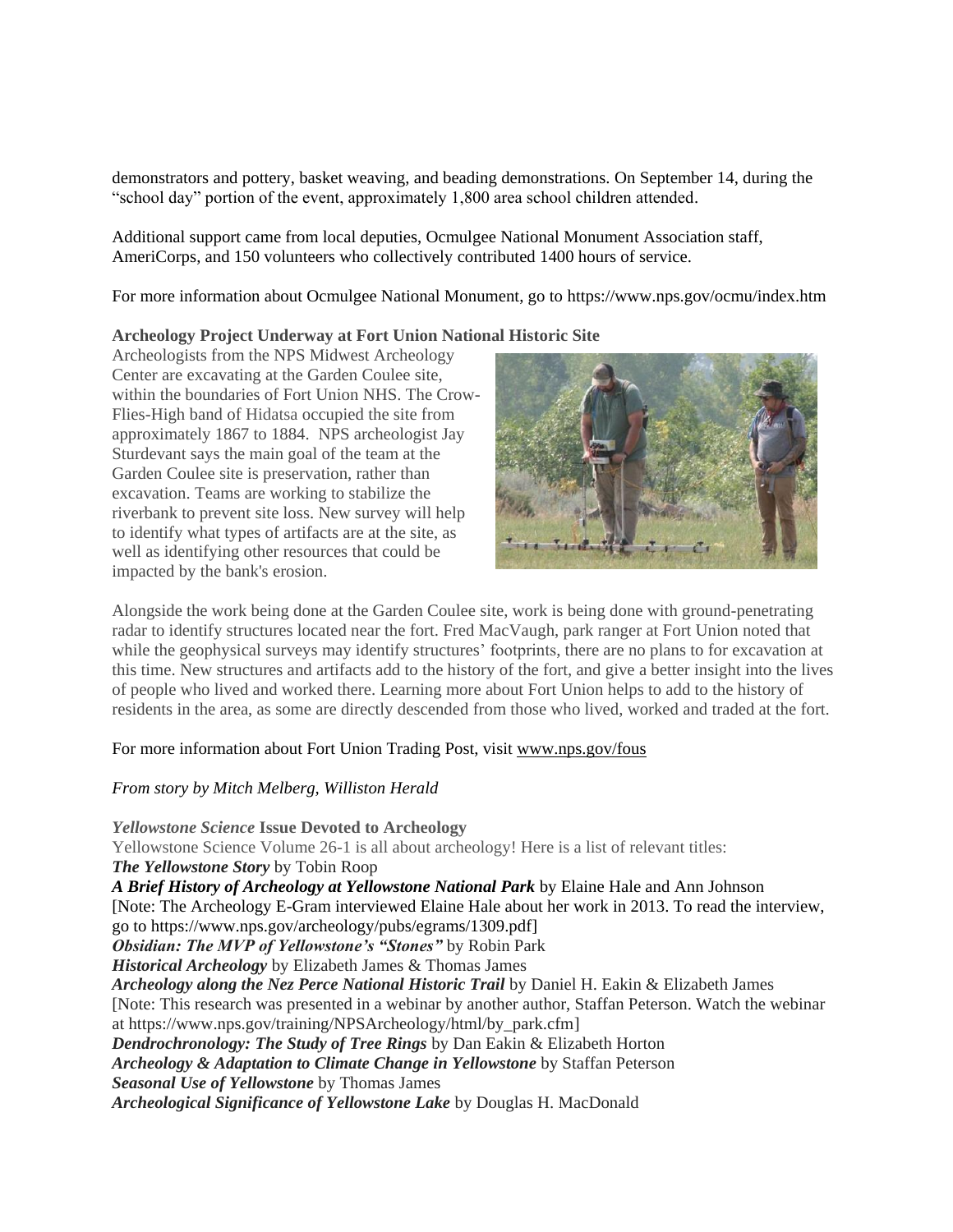demonstrators and pottery, basket weaving, and beading demonstrations. On September 14, during the "school day" portion of the event, approximately 1,800 area school children attended.

Additional support came from local deputies, Ocmulgee National Monument Association staff, AmeriCorps, and 150 volunteers who collectively contributed 1400 hours of service.

For more information about Ocmulgee National Monument, go to https://www.nps.gov/ocmu/index.htm

**Archeology Project Underway at Fort Union National Historic Site**

Archeologists from the NPS Midwest Archeology Center are excavating at the Garden Coulee site, within the boundaries of Fort Union NHS. The Crow-Flies-High band of Hidatsa occupied the site from approximately 1867 to 1884. NPS archeologist Jay Sturdevant says the main goal of the team at the Garden Coulee site is preservation, rather than excavation. Teams are working to stabilize the riverbank to prevent site loss. New survey will help to identify what types of artifacts are at the site, as well as identifying other resources that could be impacted by the bank's erosion.

Alongside the work being done at the Garden Coulee site, work is being done with ground-penetrating radar to identify structures located near the fort. Fred MacVaugh, park ranger at Fort Union noted that while the geophysical surveys may identify structures' footprints, there are no plans to for excavation at this time. New structures and artifacts add to the history of the fort, and give a better insight into the lives of people who lived and worked there. Learning more about Fort Union helps to add to the history of residents in the area, as some are directly descended from those who lived, worked and traded at the fort.

For more information about Fort Union Trading Post, visit www.nps.gov/fous

*From story by Mitch Melberg, Williston Herald*

***Yellowstone Science* Issue Devoted to Archeology**

Yellowstone Science Volume 26-1 is all about archeology! Here is a list of relevant titles:

***The Yellowstone Story*** by Tobin Roop

***A Brief History of Archeology at Yellowstone National Park*** by Elaine Hale and Ann Johnson
[Note: The Archeology E-Gram interviewed Elaine Hale about her work in 2013. To read the interview, go to https://www.nps.gov/archeology/pubs/egrams/1309.pdf]

***Obsidian: The MVP of Yellowstone's "Stones"*** by Robin Park

***Historical Archeology*** by Elizabeth James & Thomas James

***Archeology along the Nez Perce National Historic Trail*** by Daniel H. Eakin & Elizabeth James
[Note: This research was presented in a webinar by another author, Staffan Peterson. Watch the webinar at https://www.nps.gov/training/NPSArcheology/html/by_park.cfm]

***Dendrochronology: The Study of Tree Rings*** by Dan Eakin & Elizabeth Horton

***Archeology & Adaptation to Climate Change in Yellowstone*** by Staffan Peterson

***Seasonal Use of Yellowstone*** by Thomas James

***Archeological Significance of Yellowstone Lake*** by Douglas H. MacDonald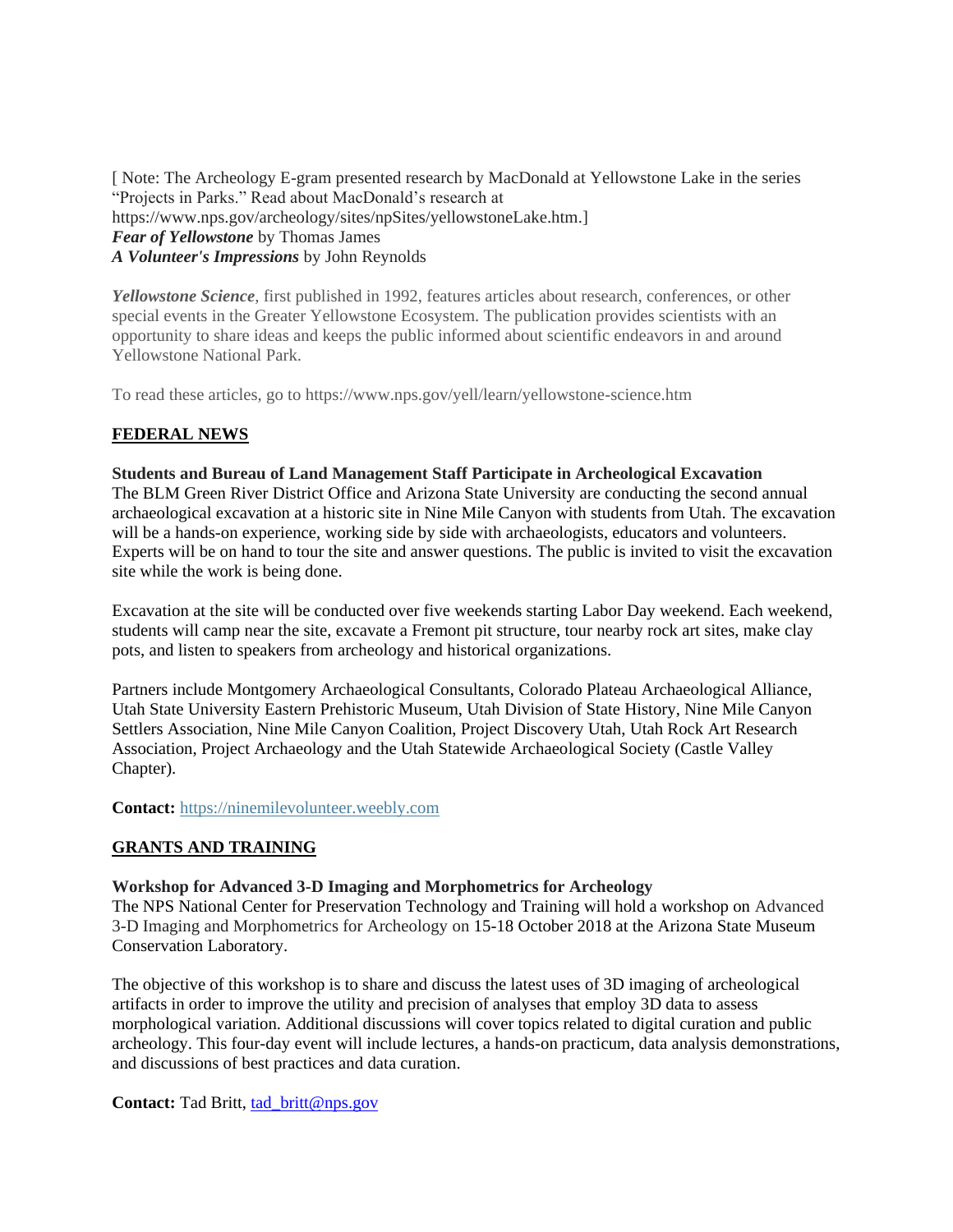[ Note: The Archeology E-gram presented research by MacDonald at Yellowstone Lake in the series "Projects in Parks." Read about MacDonald's research at https://www.nps.gov/archeology/sites/npSites/yellowstoneLake.htm.]
***Fear of Yellowstone*** by Thomas James
***A Volunteer's Impressions*** by John Reynolds

***Yellowstone Science***, first published in 1992, features articles about research, conferences, or other special events in the Greater Yellowstone Ecosystem. The publication provides scientists with an opportunity to share ideas and keeps the public informed about scientific endeavors in and around Yellowstone National Park.

To read these articles, go to https://www.nps.gov/yell/learn/yellowstone-science.htm

## FEDERAL NEWS

**Students and Bureau of Land Management Staff Participate in Archeological Excavation**
The BLM Green River District Office and Arizona State University are conducting the second annual archaeological excavation at a historic site in Nine Mile Canyon with students from Utah. The excavation will be a hands-on experience, working side by side with archaeologists, educators and volunteers. Experts will be on hand to tour the site and answer questions. The public is invited to visit the excavation site while the work is being done.

Excavation at the site will be conducted over five weekends starting Labor Day weekend. Each weekend, students will camp near the site, excavate a Fremont pit structure, tour nearby rock art sites, make clay pots, and listen to speakers from archeology and historical organizations.

Partners include Montgomery Archaeological Consultants, Colorado Plateau Archaeological Alliance, Utah State University Eastern Prehistoric Museum, Utah Division of State History, Nine Mile Canyon Settlers Association, Nine Mile Canyon Coalition, Project Discovery Utah, Utah Rock Art Research Association, Project Archaeology and the Utah Statewide Archaeological Society (Castle Valley Chapter).

**Contact:** https://ninemilevolunteer.weebly.com

## GRANTS AND TRAINING

**Workshop for Advanced 3-D Imaging and Morphometrics for Archeology**
The NPS National Center for Preservation Technology and Training will hold a workshop on Advanced 3-D Imaging and Morphometrics for Archeology on 15-18 October 2018 at the Arizona State Museum Conservation Laboratory.

The objective of this workshop is to share and discuss the latest uses of 3D imaging of archeological artifacts in order to improve the utility and precision of analyses that employ 3D data to assess morphological variation. Additional discussions will cover topics related to digital curation and public archeology. This four-day event will include lectures, a hands-on practicum, data analysis demonstrations, and discussions of best practices and data curation.

**Contact:** Tad Britt, tad_britt@nps.gov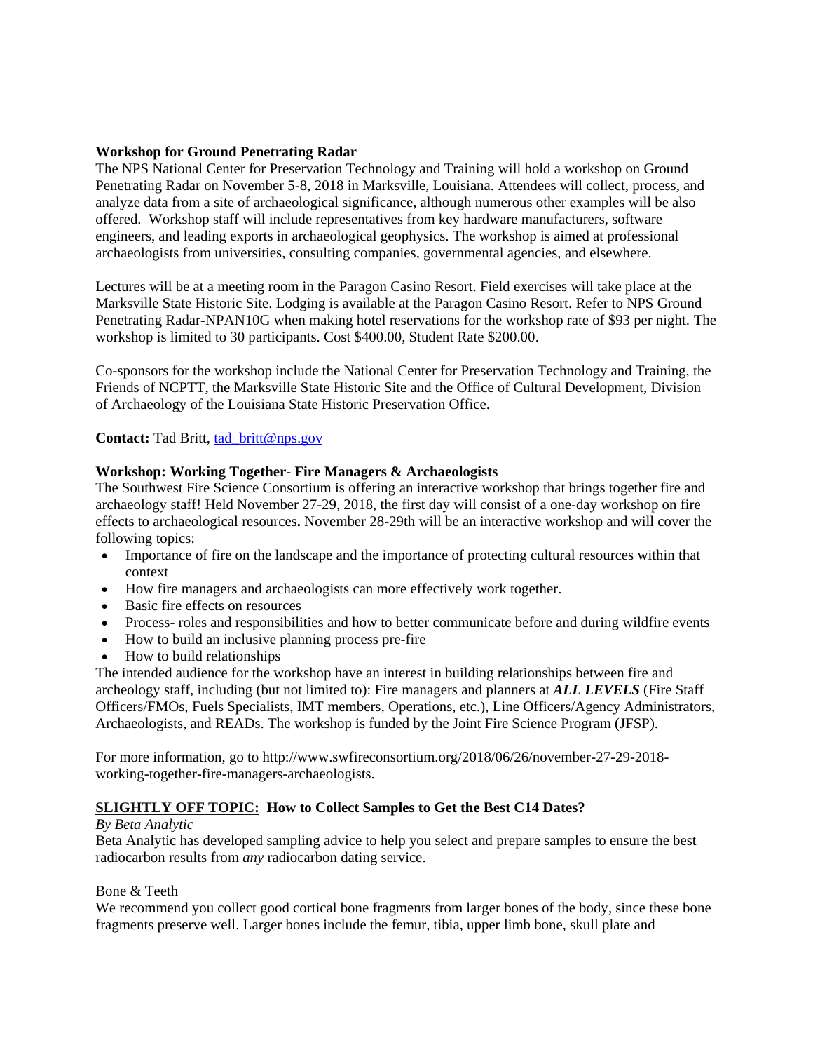**Workshop for Ground Penetrating Radar**

The NPS National Center for Preservation Technology and Training will hold a workshop on Ground Penetrating Radar on November 5-8, 2018 in Marksville, Louisiana. Attendees will collect, process, and analyze data from a site of archaeological significance, although numerous other examples will be also offered. Workshop staff will include representatives from key hardware manufacturers, software engineers, and leading exports in archaeological geophysics. The workshop is aimed at professional archaeologists from universities, consulting companies, governmental agencies, and elsewhere.

Lectures will be at a meeting room in the Paragon Casino Resort. Field exercises will take place at the Marksville State Historic Site. Lodging is available at the Paragon Casino Resort. Refer to NPS Ground Penetrating Radar-NPAN10G when making hotel reservations for the workshop rate of $93 per night. The workshop is limited to 30 participants. Cost $400.00, Student Rate $200.00.

Co-sponsors for the workshop include the National Center for Preservation Technology and Training, the Friends of NCPTT, the Marksville State Historic Site and the Office of Cultural Development, Division of Archaeology of the Louisiana State Historic Preservation Office.

**Contact:** Tad Britt, [tad_britt@nps.gov](mailto:tad_britt@nps.gov)

**Workshop: Working Together- Fire Managers & Archaeologists**

The Southwest Fire Science Consortium is offering an interactive workshop that brings together fire and archaeology staff! Held November 27-29, 2018, the first day will consist of a one-day workshop on fire effects to archaeological resources**.** November 28-29th will be an interactive workshop and will cover the following topics:

- Importance of fire on the landscape and the importance of protecting cultural resources within that context
- How fire managers and archaeologists can more effectively work together.
- Basic fire effects on resources
- Process- roles and responsibilities and how to better communicate before and during wildfire events
- How to build an inclusive planning process pre-fire
- How to build relationships

The intended audience for the workshop have an interest in building relationships between fire and archeology staff, including (but not limited to): Fire managers and planners at ***ALL LEVELS*** (Fire Staff Officers/FMOs, Fuels Specialists, IMT members, Operations, etc.), Line Officers/Agency Administrators, Archaeologists, and READs. The workshop is funded by the Joint Fire Science Program (JFSP).

For more information, go to http://www.swfireconsortium.org/2018/06/26/november-27-29-2018-working-together-fire-managers-archaeologists.

**<u>SLIGHTLY OFF TOPIC:</u> How to Collect Samples to Get the Best C14 Dates?**

*By Beta Analytic*

Beta Analytic has developed sampling advice to help you select and prepare samples to ensure the best radiocarbon results from *any* radiocarbon dating service.

<u>Bone & Teeth</u>

We recommend you collect good cortical bone fragments from larger bones of the body, since these bone fragments preserve well. Larger bones include the femur, tibia, upper limb bone, skull plate and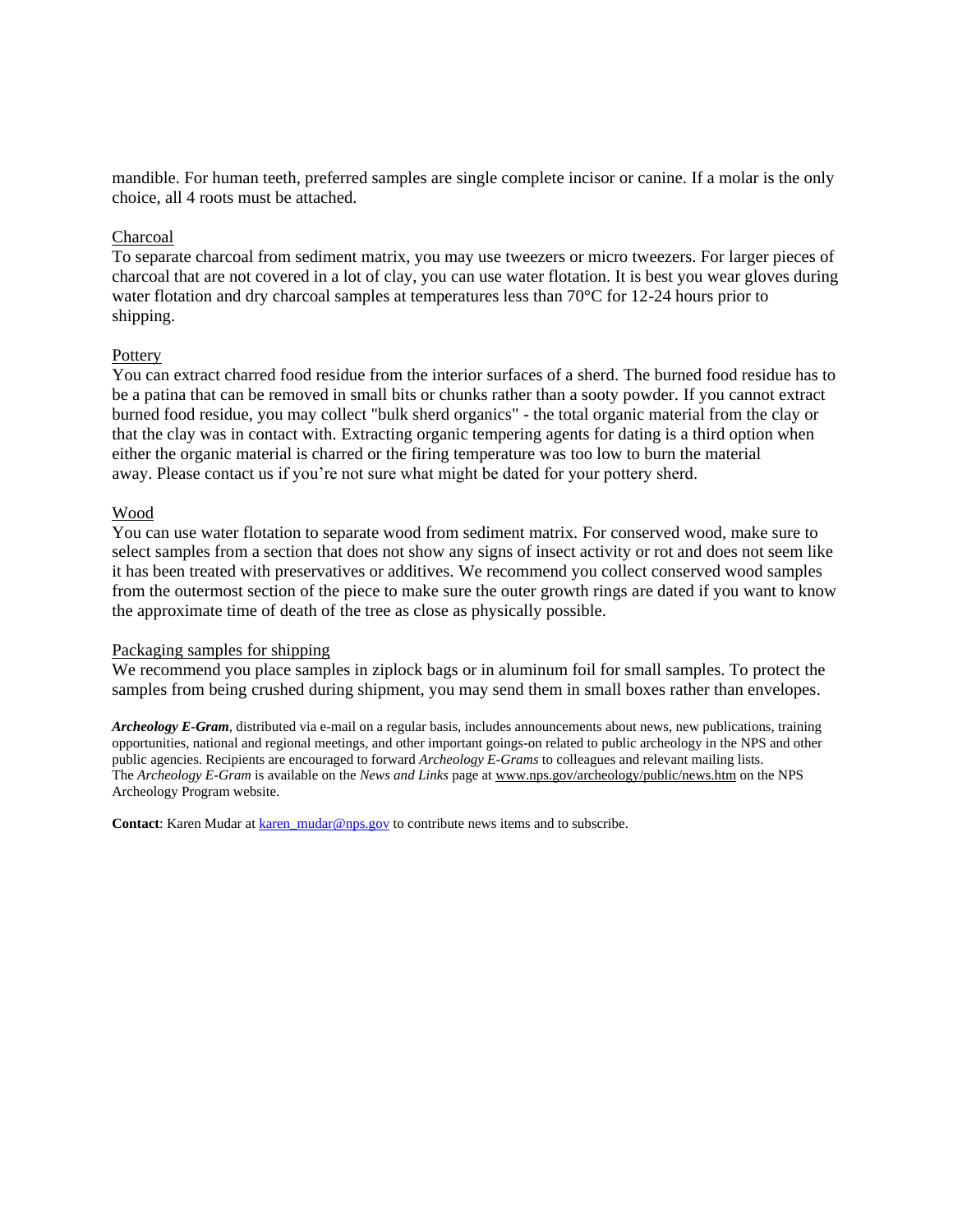mandible. For human teeth, preferred samples are single complete incisor or canine. If a molar is the only choice, all 4 roots must be attached.

Charcoal

To separate charcoal from sediment matrix, you may use tweezers or micro tweezers. For larger pieces of charcoal that are not covered in a lot of clay, you can use water flotation. It is best you wear gloves during water flotation and dry charcoal samples at temperatures less than 70°C for 12-24 hours prior to shipping.

Pottery

You can extract charred food residue from the interior surfaces of a sherd. The burned food residue has to be a patina that can be removed in small bits or chunks rather than a sooty powder. If you cannot extract burned food residue, you may collect "bulk sherd organics" - the total organic material from the clay or that the clay was in contact with. Extracting organic tempering agents for dating is a third option when either the organic material is charred or the firing temperature was too low to burn the material away. Please contact us if you're not sure what might be dated for your pottery sherd.

Wood

You can use water flotation to separate wood from sediment matrix. For conserved wood, make sure to select samples from a section that does not show any signs of insect activity or rot and does not seem like it has been treated with preservatives or additives. We recommend you collect conserved wood samples from the outermost section of the piece to make sure the outer growth rings are dated if you want to know the approximate time of death of the tree as close as physically possible.

Packaging samples for shipping

We recommend you place samples in ziplock bags or in aluminum foil for small samples. To protect the samples from being crushed during shipment, you may send them in small boxes rather than envelopes.

***Archeology E-Gram***, distributed via e-mail on a regular basis, includes announcements about news, new publications, training opportunities, national and regional meetings, and other important goings-on related to public archeology in the NPS and other public agencies. Recipients are encouraged to forward *Archeology E-Grams* to colleagues and relevant mailing lists. The *Archeology E-Gram* is available on the *News and Links* page at www.nps.gov/archeology/public/news.htm on the NPS Archeology Program website.

**Contact**: Karen Mudar at karen_mudar@nps.gov to contribute news items and to subscribe.